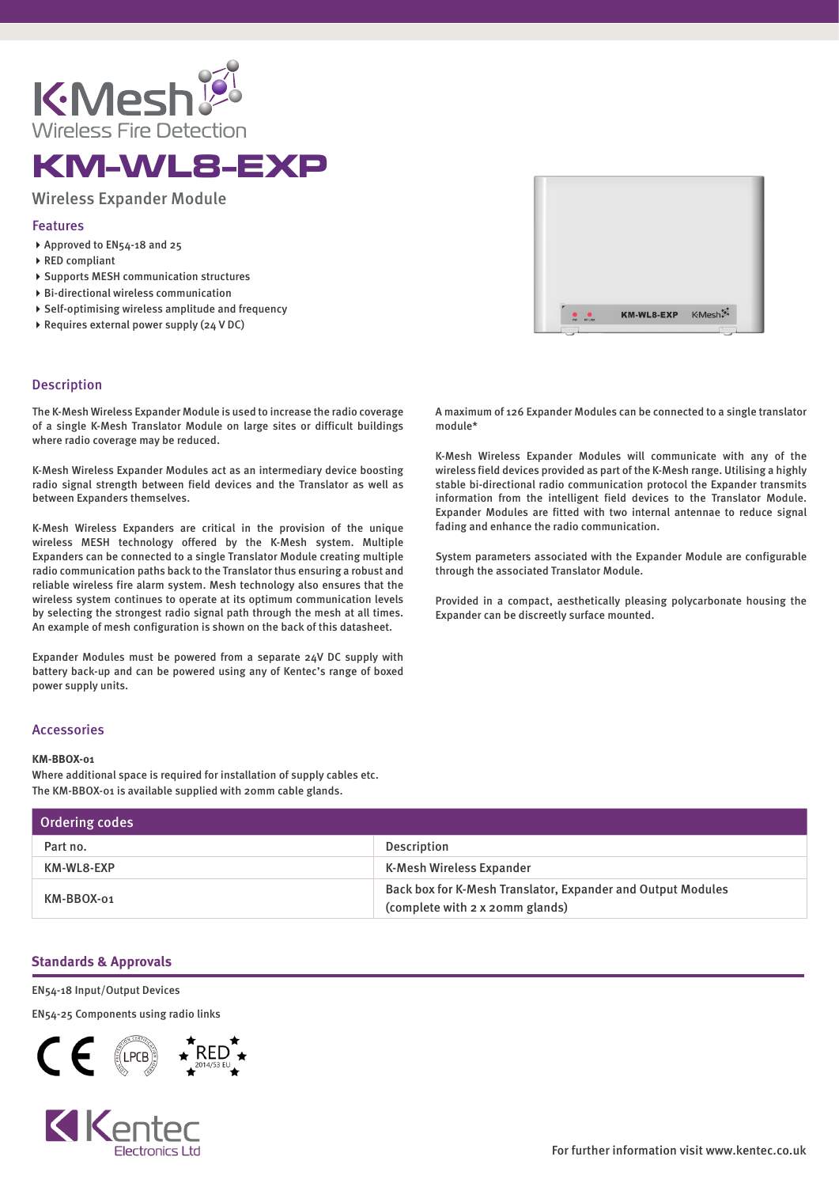K·Mesh

Wireless Fire Detection

# KM-WL8-EXP

## Wireless Expander Module

### Features

- Approved to EN54-18 and 25
- RED compliant
- Supports MESH communication structures
- Bi-directional wireless communication
- Self-optimising wireless amplitude and frequency
- Requires external power supply (24 V DC)

### Description

The K-Mesh Wireless Expander Module is used to increase the radio coverage of a single K-Mesh Translator Module on large sites or difficult buildings where radio coverage may be reduced.

K-Mesh Wireless Expander Modules act as an intermediary device boosting radio signal strength between field devices and the Translator as well as between Expanders themselves.

K-Mesh Wireless Expanders are critical in the provision of the unique wireless MESH technology offered by the K-Mesh system. Multiple Expanders can be connected to a single Translator Module creating multiple radio communication paths back to the Translator thus ensuring a robust and reliable wireless fire alarm system. Mesh technology also ensures that the wireless system continues to operate at its optimum communication levels by selecting the strongest radio signal path through the mesh at all times. An example of mesh configuration is shown on the back of this datasheet.

Expander Modules must be powered from a separate 24V DC supply with battery back-up and can be powered using any of Kentec's range of boxed power supply units.

A maximum of 126 Expander Modules can be connected to a single translator module*

K-Mesh Wireless Expander Modules will communicate with any of the wireless field devices provided as part of the K-Mesh range. Utilising a highly stable bi-directional radio communication protocol the Expander transmits information from the intelligent field devices to the Translator Module. Expander Modules are fitted with two internal antennae to reduce signal fading and enhance the radio communication.

System parameters associated with the Expander Module are configurable through the associated Translator Module.

Provided in a compact, aesthetically pleasing polycarbonate housing the Expander can be discreetly surface mounted.

### Accessories

**KM-BBOX-01**

Where additional space is required for installation of supply cables etc.
The KM-BBOX-01 is available supplied with 20mm cable glands.

### Ordering codes

| Part no. | Description |
| --- | --- |
| KM-WL8-EXP | K-Mesh Wireless Expander |
| KM-BBOX-01 | Back box for K-Mesh Translator, Expander and Output Modules (complete with 2 x 20mm glands) |

### Standards & Approvals

EN54-18 Input/Output Devices

EN54-25 Components using radio links

Kentec Electronics Ltd

For further information visit www.kentec.co.uk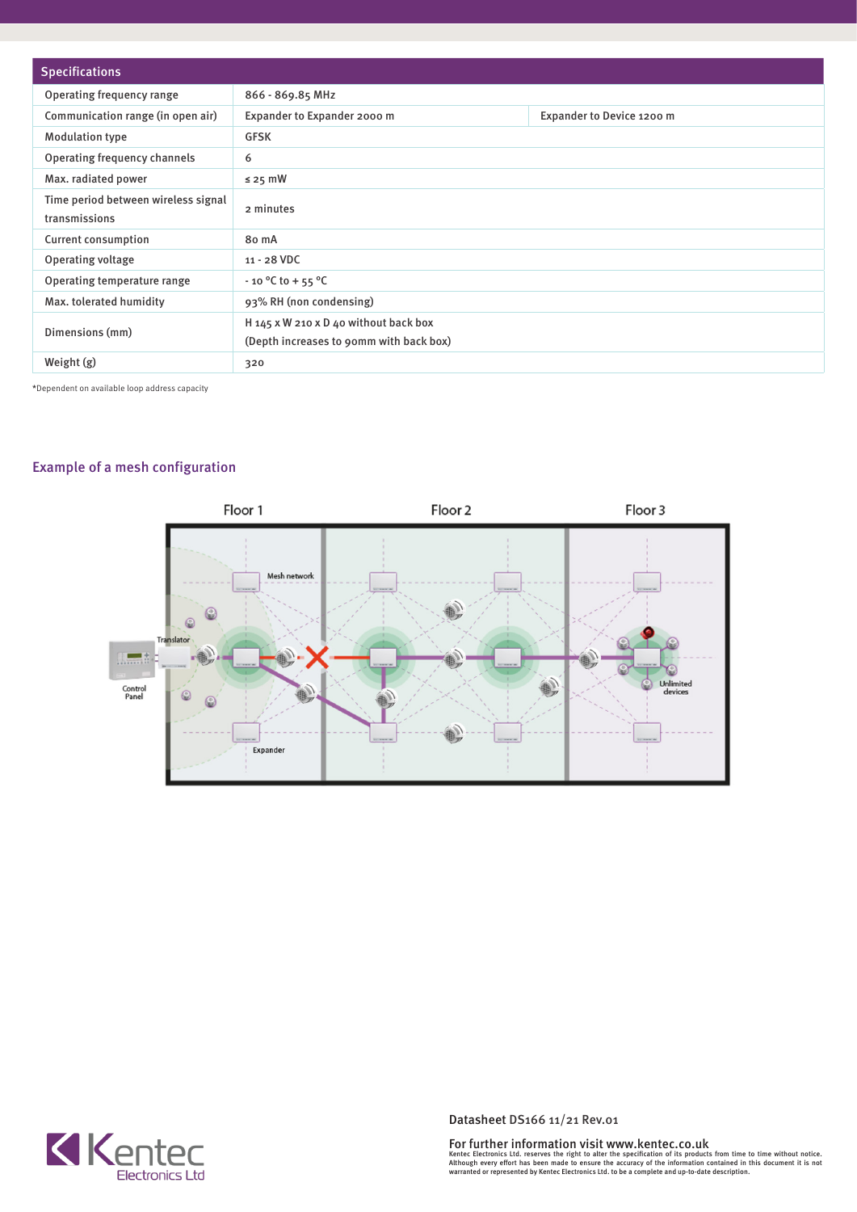## Specifications

| | | |
|---|---|---|
| Operating frequency range | 866 - 869.85 MHz | |
| Communication range (in open air) | Expander to Expander 2000 m | Expander to Device 1200 m |
| Modulation type | GFSK | |
| Operating frequency channels | 6 | |
| Max. radiated power | ≤ 25 mW | |
| Time period between wireless signal transmissions | 2 minutes | |
| Current consumption | 80 mA | |
| Operating voltage | 11 - 28 VDC | |
| Operating temperature range | - 10 °C to + 55 °C | |
| Max. tolerated humidity | 93% RH (non condensing) | |
| Dimensions (mm) | H 145 x W 210 x D 40 without back box (Depth increases to 90mm with back box) | |
| Weight (g) | 320 | |

*Dependent on available loop address capacity

## Example of a mesh configuration

Floor 1
Floor 2
Floor 3
Mesh network
Translator
Control Panel
Expander
Unlimited devices

Datasheet DS166 11/21 Rev.01

For further information visit www.kentec.co.uk
Kentec Electronics Ltd. reserves the right to alter the specification of its products from time to time without notice. Although every effort has been made to ensure the accuracy of the information contained in this document it is not warranted or represented by Kentec Electronics Ltd. to be a complete and up-to-date description.

Kentec Electronics Ltd